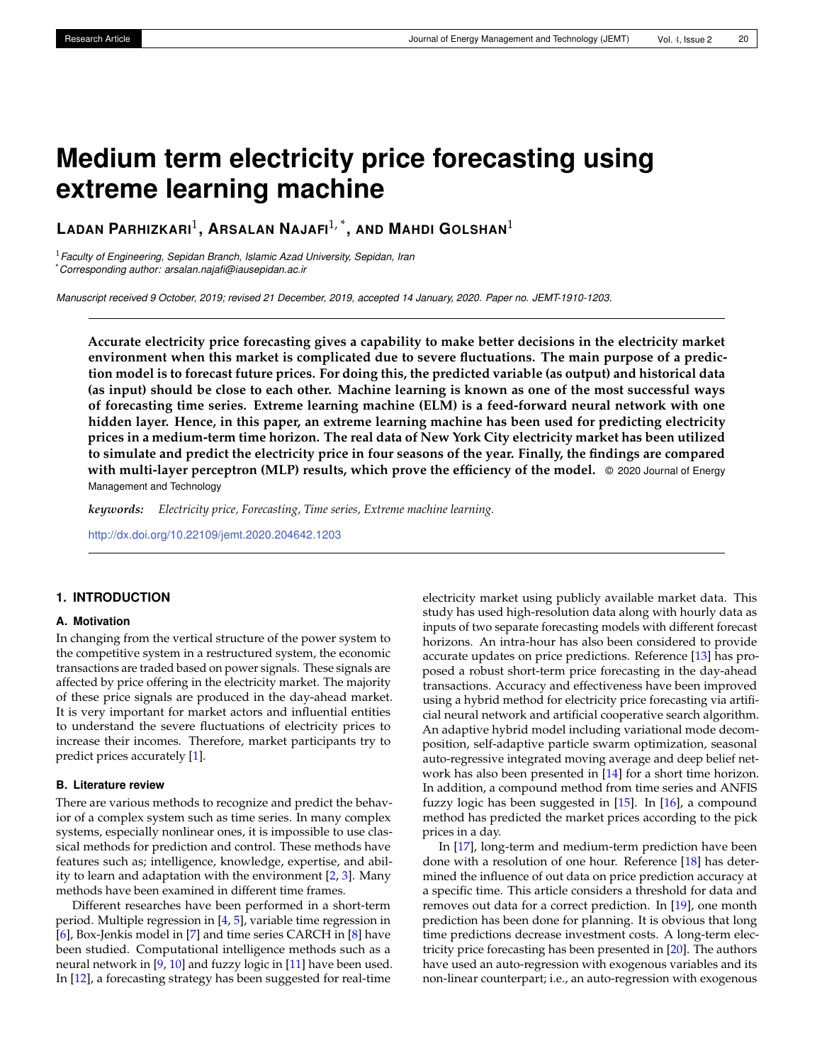# Medium term electricity price forecasting using extreme learning machine

**Ladan Parhizkari**[1], **Arsalan Najafi**[1,*], **and Mahdi Golshan**[1]

[1] *Faculty of Engineering, Sepidan Branch, Islamic Azad University, Sepidan, Iran*
[*] *Corresponding author: arsalan.najafi@iausepidan.ac.ir*

*Manuscript received 9 October, 2019; revised 21 December, 2019, accepted 14 January, 2020. Paper no. JEMT-1910-1203.*

**Accurate electricity price forecasting gives a capability to make better decisions in the electricity market environment when this market is complicated due to severe fluctuations. The main purpose of a prediction model is to forecast future prices. For doing this, the predicted variable (as output) and historical data (as input) should be close to each other. Machine learning is known as one of the most successful ways of forecasting time series. Extreme learning machine (ELM) is a feed-forward neural network with one hidden layer. Hence, in this paper, an extreme learning machine has been used for predicting electricity prices in a medium-term time horizon. The real data of New York City electricity market has been utilized to simulate and predict the electricity price in four seasons of the year. Finally, the findings are compared with multi-layer perceptron (MLP) results, which prove the efficiency of the model.** © 2020 Journal of Energy Management and Technology

***keywords:*** *Electricity price, Forecasting, Time series, Extreme machine learning.*

http://dx.doi.org/10.22109/jemt.2020.204642.1203

## 1. INTRODUCTION

### A. Motivation

In changing from the vertical structure of the power system to the competitive system in a restructured system, the economic transactions are traded based on power signals. These signals are affected by price offering in the electricity market. The majority of these price signals are produced in the day-ahead market. It is very important for market actors and influential entities to understand the severe fluctuations of electricity prices to increase their incomes. Therefore, market participants try to predict prices accurately [1].

### B. Literature review

There are various methods to recognize and predict the behavior of a complex system such as time series. In many complex systems, especially nonlinear ones, it is impossible to use classical methods for prediction and control. These methods have features such as; intelligence, knowledge, expertise, and ability to learn and adaptation with the environment [2, 3]. Many methods have been examined in different time frames.

Different researches have been performed in a short-term period. Multiple regression in [4, 5], variable time regression in [6], Box-Jenkis model in [7] and time series CARCH in [8] have been studied. Computational intelligence methods such as a neural network in [9, 10] and fuzzy logic in [11] have been used. In [12], a forecasting strategy has been suggested for real-time electricity market using publicly available market data. This study has used high-resolution data along with hourly data as inputs of two separate forecasting models with different forecast horizons. An intra-hour has also been considered to provide accurate updates on price predictions. Reference [13] has proposed a robust short-term price forecasting in the day-ahead transactions. Accuracy and effectiveness have been improved using a hybrid method for electricity price forecasting via artificial neural network and artificial cooperative search algorithm. An adaptive hybrid model including variational mode decomposition, self-adaptive particle swarm optimization, seasonal auto-regressive integrated moving average and deep belief network has also been presented in [14] for a short time horizon. In addition, a compound method from time series and ANFIS fuzzy logic has been suggested in [15]. In [16], a compound method has predicted the market prices according to the pick prices in a day.

In [17], long-term and medium-term prediction have been done with a resolution of one hour. Reference [18] has determined the influence of out data on price prediction accuracy at a specific time. This article considers a threshold for data and removes out data for a correct prediction. In [19], one month prediction has been done for planning. It is obvious that long time predictions decrease investment costs. A long-term electricity price forecasting has been presented in [20]. The authors have used an auto-regression with exogenous variables and its non-linear counterpart; i.e., an auto-regression with exogenous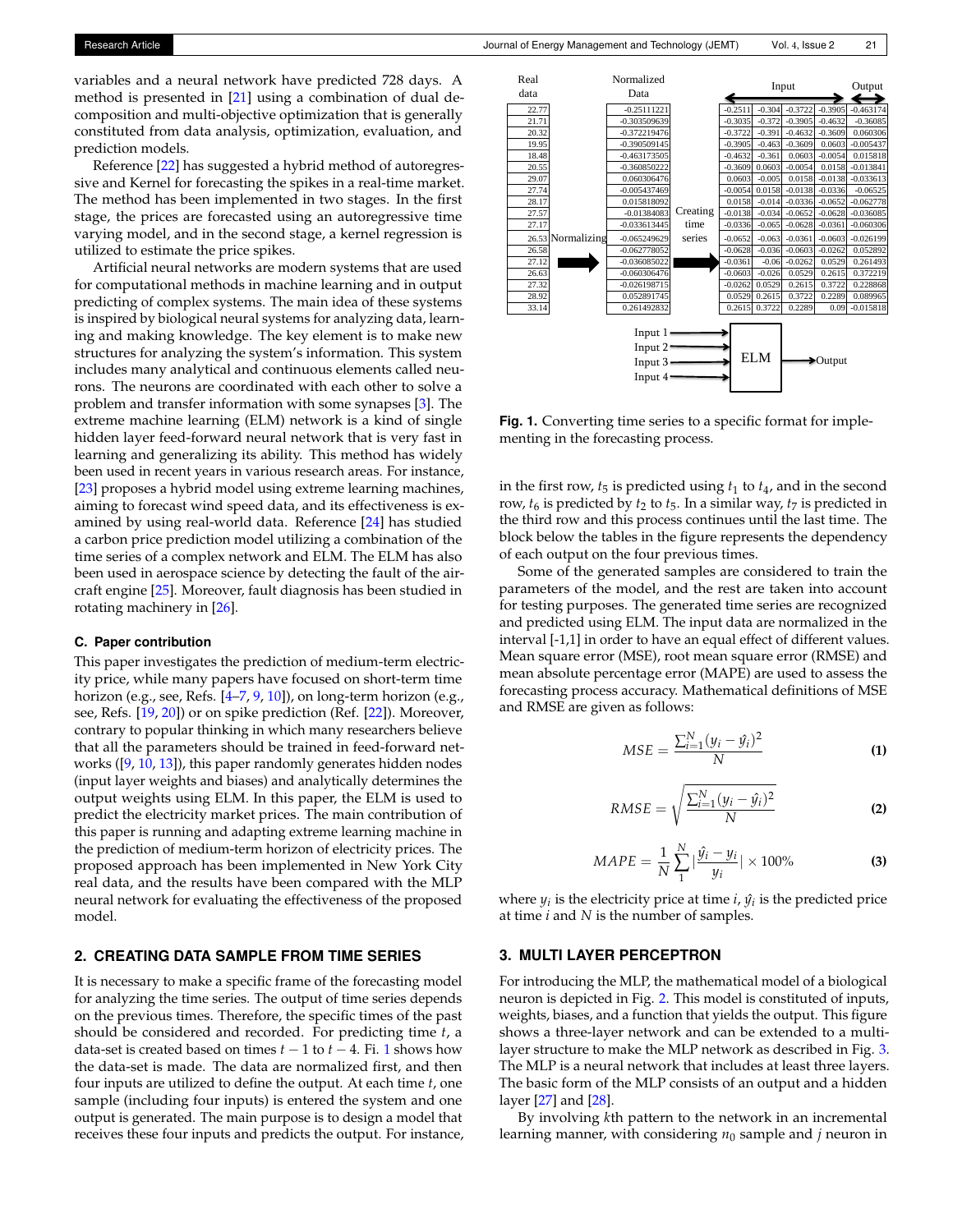variables and a neural network have predicted 728 days. A method is presented in [21] using a combination of dual decomposition and multi-objective optimization that is generally constituted from data analysis, optimization, evaluation, and prediction models.

Reference [22] has suggested a hybrid method of autoregressive and Kernel for forecasting the spikes in a real-time market. The method has been implemented in two stages. In the first stage, the prices are forecasted using an autoregressive time varying model, and in the second stage, a kernel regression is utilized to estimate the price spikes.

Artificial neural networks are modern systems that are used for computational methods in machine learning and in output predicting of complex systems. The main idea of these systems is inspired by biological neural systems for analyzing data, learning and making knowledge. The key element is to make new structures for analyzing the system's information. This system includes many analytical and continuous elements called neurons. The neurons are coordinated with each other to solve a problem and transfer information with some synapses [3]. The extreme machine learning (ELM) network is a kind of single hidden layer feed-forward neural network that is very fast in learning and generalizing its ability. This method has widely been used in recent years in various research areas. For instance, [23] proposes a hybrid model using extreme learning machines, aiming to forecast wind speed data, and its effectiveness is examined by using real-world data. Reference [24] has studied a carbon price prediction model utilizing a combination of the time series of a complex network and ELM. The ELM has also been used in aerospace science by detecting the fault of the aircraft engine [25]. Moreover, fault diagnosis has been studied in rotating machinery in [26].

### C. Paper contribution

This paper investigates the prediction of medium-term electricity price, while many papers have focused on short-term time horizon (e.g., see, Refs. [4–7, 9, 10]), on long-term horizon (e.g., see, Refs. [19, 20]) or on spike prediction (Ref. [22]). Moreover, contrary to popular thinking in which many researchers believe that all the parameters should be trained in feed-forward networks ([9, 10, 13]), this paper randomly generates hidden nodes (input layer weights and biases) and analytically determines the output weights using ELM. In this paper, the ELM is used to predict the electricity market prices. The main contribution of this paper is running and adapting extreme learning machine in the prediction of medium-term horizon of electricity prices. The proposed approach has been implemented in New York City real data, and the results have been compared with the MLP neural network for evaluating the effectiveness of the proposed model.

## 2. CREATING DATA SAMPLE FROM TIME SERIES

It is necessary to make a specific frame of the forecasting model for analyzing the time series. The output of time series depends on the previous times. Therefore, the specific times of the past should be considered and recorded. For predicting time $t$, a data-set is created based on times $t-1$ to $t-4$. Fi. 1 shows how the data-set is made. The data are normalized first, and then four inputs are utilized to define the output. At each time $t$, one sample (including four inputs) is entered the system and one output is generated. The main purpose is to design a model that receives these four inputs and predicts the output. For instance, in the first row, $t_5$ is predicted using $t_1$ to $t_4$, and in the second row, $t_6$ is predicted by $t_2$ to $t_5$. In a similar way, $t_7$ is predicted in the third row and this process continues until the last time. The block below the tables in the figure represents the dependency of each output on the four previous times.

| Real data | Normalized Data |
|---|---|
| 22.77 | -0.25111221 |
| 21.71 | -0.303509639 |
| 20.32 | -0.372219476 |
| 19.95 | -0.390509145 |
| 18.48 | -0.463173505 |
| 20.55 | -0.360850222 |
| 29.07 | 0.060306476 |
| 27.74 | -0.005437469 |
| 28.17 | 0.015818092 |
| 27.57 | -0.01384083 |
| 27.17 | -0.033613445 |
| 26.53 | -0.065249629 |
| 26.58 | -0.062778052 |
| 27.12 | -0.036085022 |
| 26.63 | -0.060306476 |
| 27.32 | -0.026198715 |
| 28.92 | 0.052891745 |
| 33.14 | 0.261492832 |

Normalizing → Creating time series →

| Input | | | | Output |
|---|---|---|---|---|
| -0.2511 | -0.304 | -0.3722 | -0.3905 | -0.463174 |
| -0.3035 | -0.372 | -0.3905 | -0.4632 | -0.36085 |
| -0.3722 | -0.391 | -0.4632 | -0.3609 | 0.060306 |
| -0.3905 | -0.463 | -0.3609 | 0.0603 | -0.005437 |
| -0.4632 | -0.361 | 0.0603 | -0.0054 | 0.015818 |
| -0.3609 | 0.0603 | -0.0054 | 0.0158 | -0.013841 |
| 0.0603 | -0.005 | 0.0158 | -0.0138 | -0.033613 |
| -0.0054 | 0.0158 | -0.0138 | -0.0336 | -0.06525 |
| 0.0158 | -0.014 | -0.0336 | -0.0652 | -0.062778 |
| -0.0138 | -0.034 | -0.0652 | -0.0628 | -0.036085 |
| -0.0336 | -0.065 | -0.0628 | -0.0361 | -0.060306 |
| -0.0652 | -0.063 | -0.0361 | -0.0603 | -0.026199 |
| -0.0628 | -0.036 | -0.0603 | -0.0262 | 0.052892 |
| -0.0361 | -0.06 | -0.0262 | 0.0529 | 0.261493 |
| -0.0603 | -0.026 | 0.0529 | 0.2615 | 0.372219 |
| -0.0262 | 0.0529 | 0.2615 | 0.3722 | 0.228868 |
| 0.0529 | 0.2615 | 0.3722 | 0.2289 | 0.089965 |
| 0.2615 | 0.3722 | 0.2289 | 0.09 | -0.015818 |

Input 1, Input 2, Input 3, Input 4 → ELM → Output

**Fig. 1.** Converting time series to a specific format for implementing in the forecasting process.

Some of the generated samples are considered to train the parameters of the model, and the rest are taken into account for testing purposes. The generated time series are recognized and predicted using ELM. The input data are normalized in the interval [-1,1] in order to have an equal effect of different values. Mean square error (MSE), root mean square error (RMSE) and mean absolute percentage error (MAPE) are used to assess the forecasting process accuracy. Mathematical definitions of MSE and RMSE are given as follows:

$$MSE = \frac{\sum_{i=1}^{N}(y_i - \hat{y}_i)^2}{N} \tag{1}$$

$$RMSE = \sqrt{\frac{\sum_{i=1}^{N}(y_i - \hat{y}_i)^2}{N}} \tag{2}$$

$$MAPE = \frac{1}{N}\sum_{1}^{N}\left|\frac{\hat{y}_i - y_i}{y_i}\right| \times 100\% \tag{3}$$

where $y_i$ is the electricity price at time $i$, $\hat{y}_i$ is the predicted price at time $i$ and $N$ is the number of samples.

## 3. MULTI LAYER PERCEPTRON

For introducing the MLP, the mathematical model of a biological neuron is depicted in Fig. 2. This model is constituted of inputs, weights, biases, and a function that yields the output. This figure shows a three-layer network and can be extended to a multi-layer structure to make the MLP network as described in Fig. 3. The MLP is a neural network that includes at least three layers. The basic form of the MLP consists of an output and a hidden layer [27] and [28].

By involving $k$th pattern to the network in an incremental learning manner, with considering $n_0$ sample and $j$ neuron in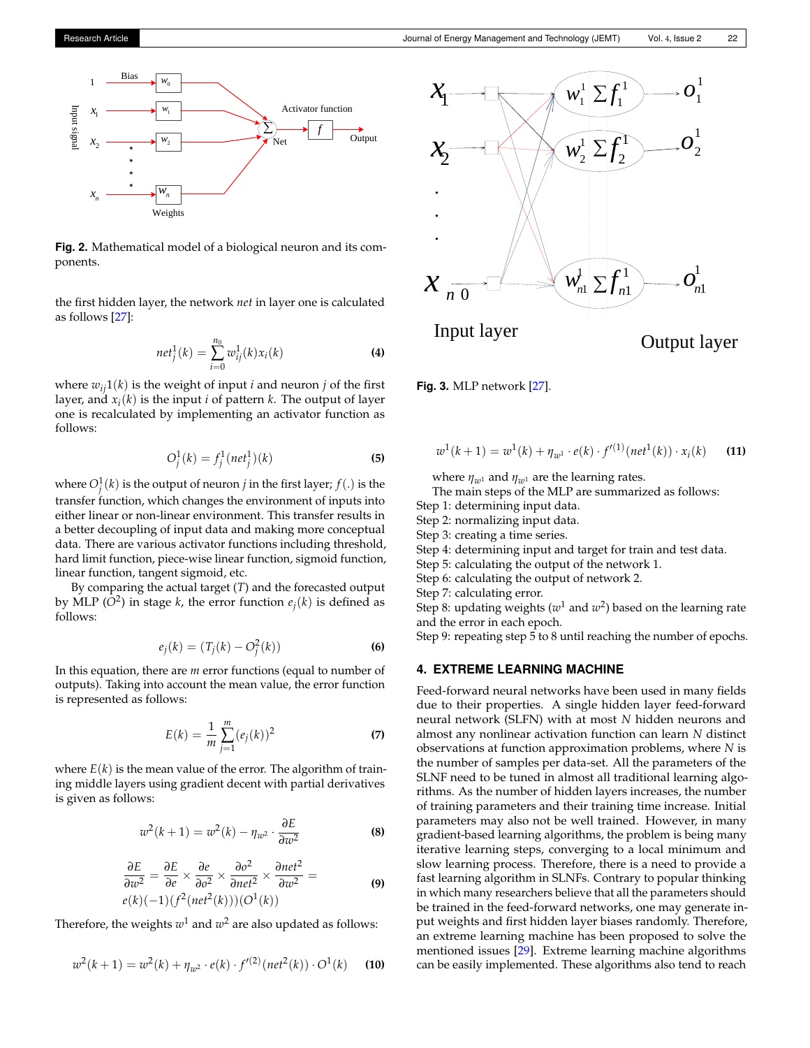Fig. 2. Mathematical model of a biological neuron and its components.

the first hidden layer, the network *net* in layer one is calculated as follows [27]:

$$net_j^1(k) = \sum_{i=0}^{n_0} w_{ij}^1(k)x_i(k) \tag{4}$$

where $w_{ij}1(k)$ is the weight of input $i$ and neuron $j$ of the first layer, and $x_i(k)$ is the input $i$ of pattern $k$. The output of layer one is recalculated by implementing an activator function as follows:

$$O_j^1(k) = f_j^1(net_j^1)(k) \tag{5}$$

where $O_j^1(k)$ is the output of neuron $j$ in the first layer; $f(.)$ is the transfer function, which changes the environment of inputs into either linear or non-linear environment. This transfer results in a better decoupling of input data and making more conceptual data. There are various activator functions including threshold, hard limit function, piece-wise linear function, sigmoid function, linear function, tangent sigmoid, etc.

By comparing the actual target ($T$) and the forecasted output by MLP ($O^2$) in stage $k$, the error function $e_j(k)$ is defined as follows:

$$e_j(k) = (T_j(k) - O_j^2(k)) \tag{6}$$

In this equation, there are $m$ error functions (equal to number of outputs). Taking into account the mean value, the error function is represented as follows:

$$E(k) = \frac{1}{m}\sum_{j=1}^{m}(e_j(k))^2 \tag{7}$$

where $E(k)$ is the mean value of the error. The algorithm of training middle layers using gradient decent with partial derivatives is given as follows:

$$w^2(k+1) = w^2(k) - \eta_{w^2} \cdot \frac{\partial E}{\partial w^2} \tag{8}$$

$$\frac{\partial E}{\partial w^2} = \frac{\partial E}{\partial e} \times \frac{\partial e}{\partial o^2} \times \frac{\partial o^2}{\partial net^2} \times \frac{\partial net^2}{\partial w^2} = e(k)(-1)(f^2(net^2(k)))(O^1(k)) \tag{9}$$

Therefore, the weights $w^1$ and $w^2$ are also updated as follows:

$$w^2(k+1) = w^2(k) + \eta_{w^2} \cdot e(k) \cdot f'^{(2)}(net^2(k)) \cdot O^1(k) \tag{10}$$

Fig. 3. MLP network [27].

$$w^1(k+1) = w^1(k) + \eta_{w^1} \cdot e(k) \cdot f'^{(1)}(net^1(k)) \cdot x_i(k) \tag{11}$$

where $\eta_{w^1}$ and $\eta_{w^1}$ are the learning rates.

The main steps of the MLP are summarized as follows:

Step 1: determining input data.
Step 2: normalizing input data.
Step 3: creating a time series.
Step 4: determining input and target for train and test data.
Step 5: calculating the output of the network 1.
Step 6: calculating the output of network 2.
Step 7: calculating error.
Step 8: updating weights ($w^1$ and $w^2$) based on the learning rate and the error in each epoch.
Step 9: repeating step 5 to 8 until reaching the number of epochs.

## 4. EXTREME LEARNING MACHINE

Feed-forward neural networks have been used in many fields due to their properties. A single hidden layer feed-forward neural network (SLFN) with at most $N$ hidden neurons and almost any nonlinear activation function can learn $N$ distinct observations at function approximation problems, where $N$ is the number of samples per data-set. All the parameters of the SLNF need to be tuned in almost all traditional learning algorithms. As the number of hidden layers increases, the number of training parameters and their training time increase. Initial parameters may also not be well trained. However, in many gradient-based learning algorithms, the problem is being many iterative learning steps, converging to a local minimum and slow learning process. Therefore, there is a need to provide a fast learning algorithm in SLNFs. Contrary to popular thinking in which many researchers believe that all the parameters should be trained in the feed-forward networks, one may generate input weights and first hidden layer biases randomly. Therefore, an extreme learning machine has been proposed to solve the mentioned issues [29]. Extreme learning machine algorithms can be easily implemented. These algorithms also tend to reach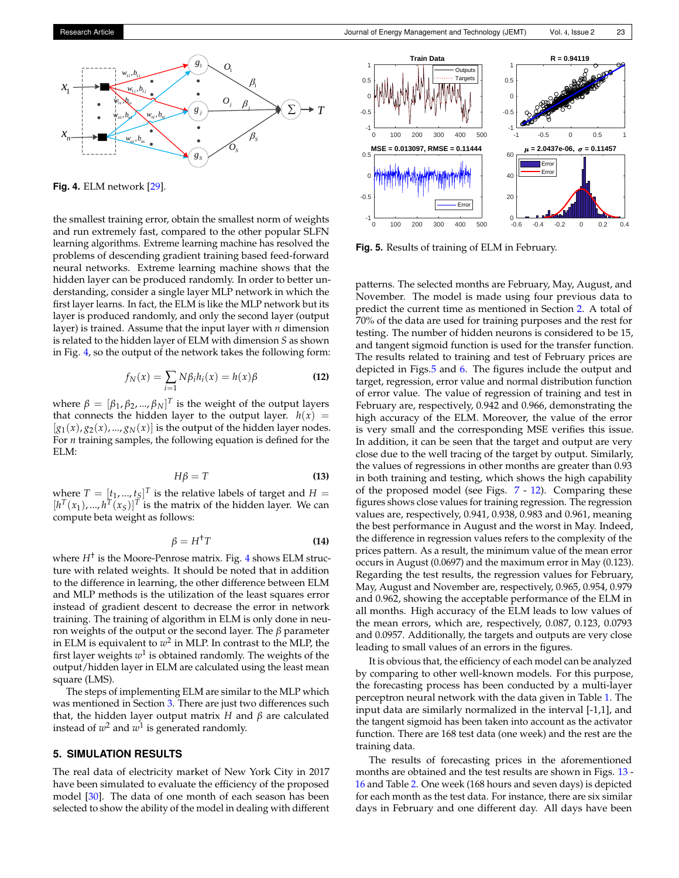Fig. 4. ELM network [29].

the smallest training error, obtain the smallest norm of weights and run extremely fast, compared to the other popular SLFN learning algorithms. Extreme learning machine has resolved the problems of descending gradient training based feed-forward neural networks. Extreme learning machine shows that the hidden layer can be produced randomly. In order to better understanding, consider a single layer MLP network in which the first layer learns. In fact, the ELM is like the MLP network but its layer is produced randomly, and only the second layer (output layer) is trained. Assume that the input layer with $n$ dimension is related to the hidden layer of ELM with dimension $S$ as shown in Fig. 4, so the output of the network takes the following form:

$$f_N(x) = \sum_{i=1} N\beta_i h_i(x) = h(x)\beta \quad (12)$$

where $\beta = [\beta_1, \beta_2, ..., \beta_N]^T$ is the weight of the output layers that connects the hidden layer to the output layer. $h(x) = [g_1(x), g_2(x), ..., g_N(x)]$ is the output of the hidden layer nodes. For $n$ training samples, the following equation is defined for the ELM:

$$H\beta = T \quad (13)$$

where $T = [t_1, ..., t_S]^T$ is the relative labels of target and $H = [h^T(x_1), ..., h^T(x_S)]^T$ is the matrix of the hidden layer. We can compute beta weight as follows:

$$\beta = H^{\dagger}T \quad (14)$$

where $H^{\dagger}$ is the Moore-Penrose matrix. Fig. 4 shows ELM structure with related weights. It should be noted that in addition to the difference in learning, the other difference between ELM and MLP methods is the utilization of the least squares error instead of gradient descent to decrease the error in network training. The training of algorithm in ELM is only done in neuron weights of the output or the second layer. The $\beta$ parameter in ELM is equivalent to $w^2$ in MLP. In contrast to the MLP, the first layer weights $w^1$ is obtained randomly. The weights of the output/hidden layer in ELM are calculated using the least mean square (LMS).

The steps of implementing ELM are similar to the MLP which was mentioned in Section 3. There are just two differences such that, the hidden layer output matrix $H$ and $\beta$ are calculated instead of $w^2$ and $w^1$ is generated randomly.

## 5. SIMULATION RESULTS

The real data of electricity market of New York City in 2017 have been simulated to evaluate the efficiency of the proposed model [30]. The data of one month of each season has been selected to show the ability of the model in dealing with different patterns. The selected months are February, May, August, and November. The model is made using four previous data to predict the current time as mentioned in Section 2. A total of 70% of the data are used for training purposes and the rest for testing. The number of hidden neurons is considered to be 15, and tangent sigmoid function is used for the transfer function. The results related to training and test of February prices are depicted in Figs.5 and 6. The figures include the output and target, regression, error value and normal distribution function of error value. The value of regression of training and test in February are, respectively, 0.942 and 0.966, demonstrating the high accuracy of the ELM. Moreover, the value of the error is very small and the corresponding MSE verifies this issue. In addition, it can be seen that the target and output are very close due to the well tracing of the target by output. Similarly, the values of regressions in other months are greater than 0.93 in both training and testing, which shows the high capability of the proposed model (see Figs. 7 - 12). Comparing these figures shows close values for training regression. The regression values are, respectively, 0.941, 0.938, 0.983 and 0.961, meaning the best performance in August and the worst in May. Indeed, the difference in regression values refers to the complexity of the prices pattern. As a result, the minimum value of the mean error occurs in August (0.0697) and the maximum error in May (0.123). Regarding the test results, the regression values for February, May, August and November are, respectively, 0.965, 0.954, 0.979 and 0.962, showing the acceptable performance of the ELM in all months. High accuracy of the ELM leads to low values of the mean errors, which are, respectively, 0.087, 0.123, 0.0793 and 0.0957. Additionally, the targets and outputs are very close leading to small values of an errors in the figures.

Fig. 5. Results of training of ELM in February.

It is obvious that, the efficiency of each model can be analyzed by comparing to other well-known models. For this purpose, the forecasting process has been conducted by a multi-layer perceptron neural network with the data given in Table 1. The input data are similarly normalized in the interval [-1,1], and the tangent sigmoid has been taken into account as the activator function. There are 168 test data (one week) and the rest are the training data.

The results of forecasting prices in the aforementioned months are obtained and the test results are shown in Figs. 13 - 16 and Table 2. One week (168 hours and seven days) is depicted for each month as the test data. For instance, there are six similar days in February and one different day. All days have been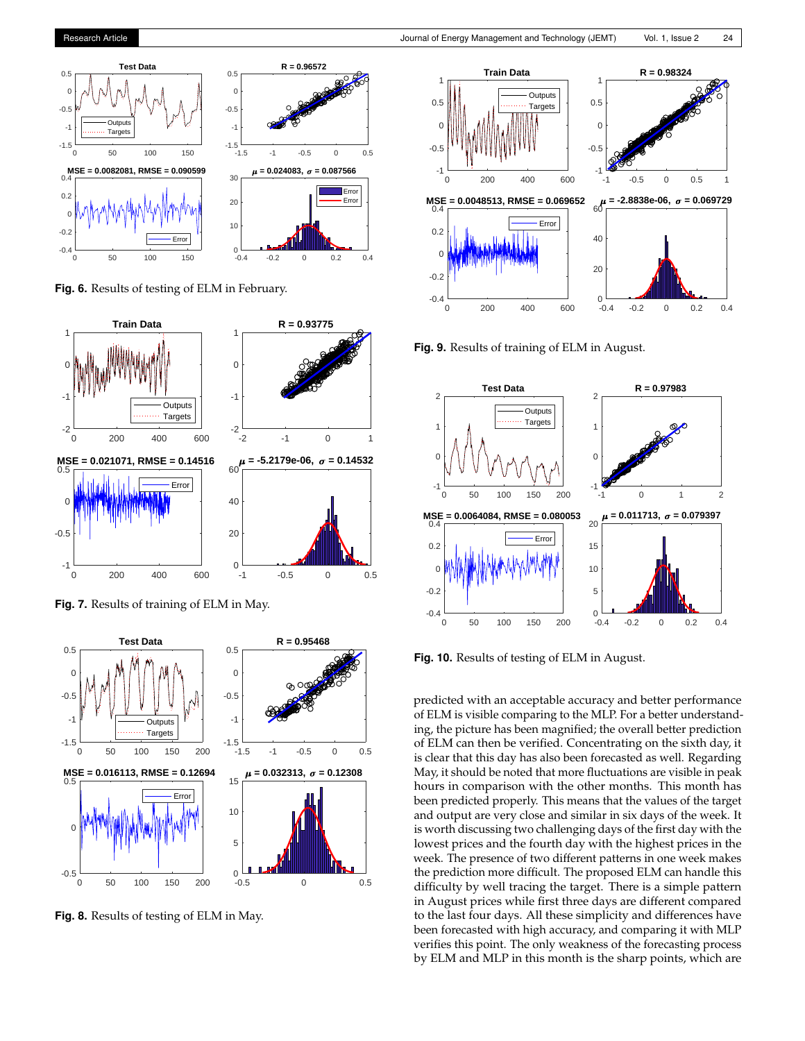**Fig. 6.** Results of testing of ELM in February.

**Fig. 7.** Results of training of ELM in May.

**Fig. 8.** Results of testing of ELM in May.

**Fig. 9.** Results of training of ELM in August.

**Fig. 10.** Results of testing of ELM in August.

predicted with an acceptable accuracy and better performance of ELM is visible comparing to the MLP. For a better understanding, the picture has been magnified; the overall better prediction of ELM can then be verified. Concentrating on the sixth day, it is clear that this day has also been forecasted as well. Regarding May, it should be noted that more fluctuations are visible in peak hours in comparison with the other months. This month has been predicted properly. This means that the values of the target and output are very close and similar in six days of the week. It is worth discussing two challenging days of the first day with the lowest prices and the fourth day with the highest prices in the week. The presence of two different patterns in one week makes the prediction more difficult. The proposed ELM can handle this difficulty by well tracing the target. There is a simple pattern in August prices while first three days are different compared to the last four days. All these simplicity and differences have been forecasted with high accuracy, and comparing it with MLP verifies this point. The only weakness of the forecasting process by ELM and MLP in this month is the sharp points, which are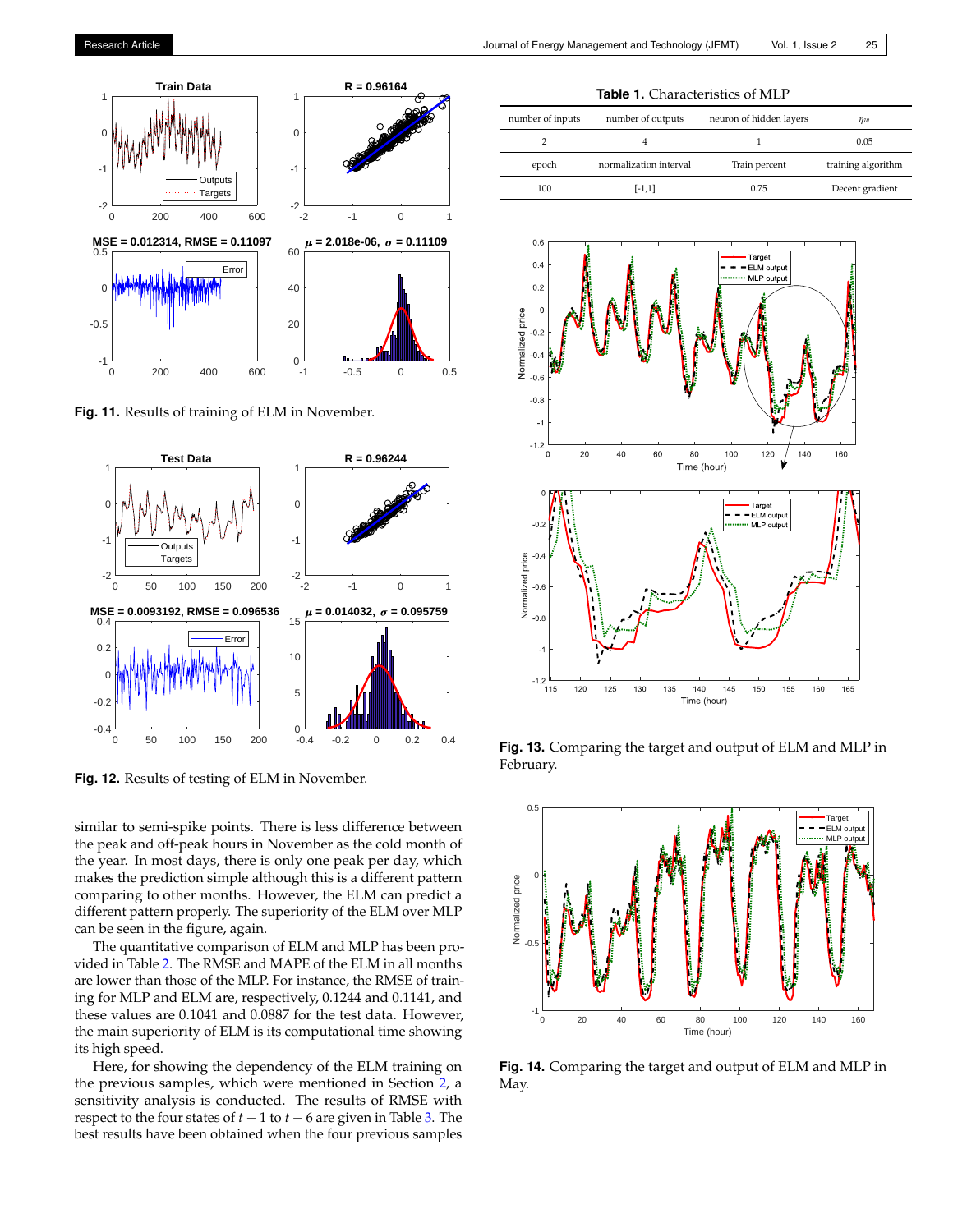**Fig. 11.** Results of training of ELM in November.

**Fig. 12.** Results of testing of ELM in November.

similar to semi-spike points. There is less difference between the peak and off-peak hours in November as the cold month of the year. In most days, there is only one peak per day, which makes the prediction simple although this is a different pattern comparing to other months. However, the ELM can predict a different pattern properly. The superiority of the ELM over MLP can be seen in the figure, again.

The quantitative comparison of ELM and MLP has been provided in Table 2. The RMSE and MAPE of the ELM in all months are lower than those of the MLP. For instance, the RMSE of training for MLP and ELM are, respectively, 0.1244 and 0.1141, and these values are 0.1041 and 0.0887 for the test data. However, the main superiority of ELM is its computational time showing its high speed.

Here, for showing the dependency of the ELM training on the previous samples, which were mentioned in Section 2, a sensitivity analysis is conducted. The results of RMSE with respect to the four states of $t-1$ to $t-6$ are given in Table 3. The best results have been obtained when the four previous samples

**Table 1.** Characteristics of MLP

| number of inputs | number of outputs | neuron of hidden layers | $\eta_w$ |
|---|---|---|---|
| 2 | 4 | 1 | 0.05 |
| epoch | normalization interval | Train percent | training algorithm |
| 100 | [-1,1] | 0.75 | Decent gradient |

**Fig. 13.** Comparing the target and output of ELM and MLP in February.

**Fig. 14.** Comparing the target and output of ELM and MLP in May.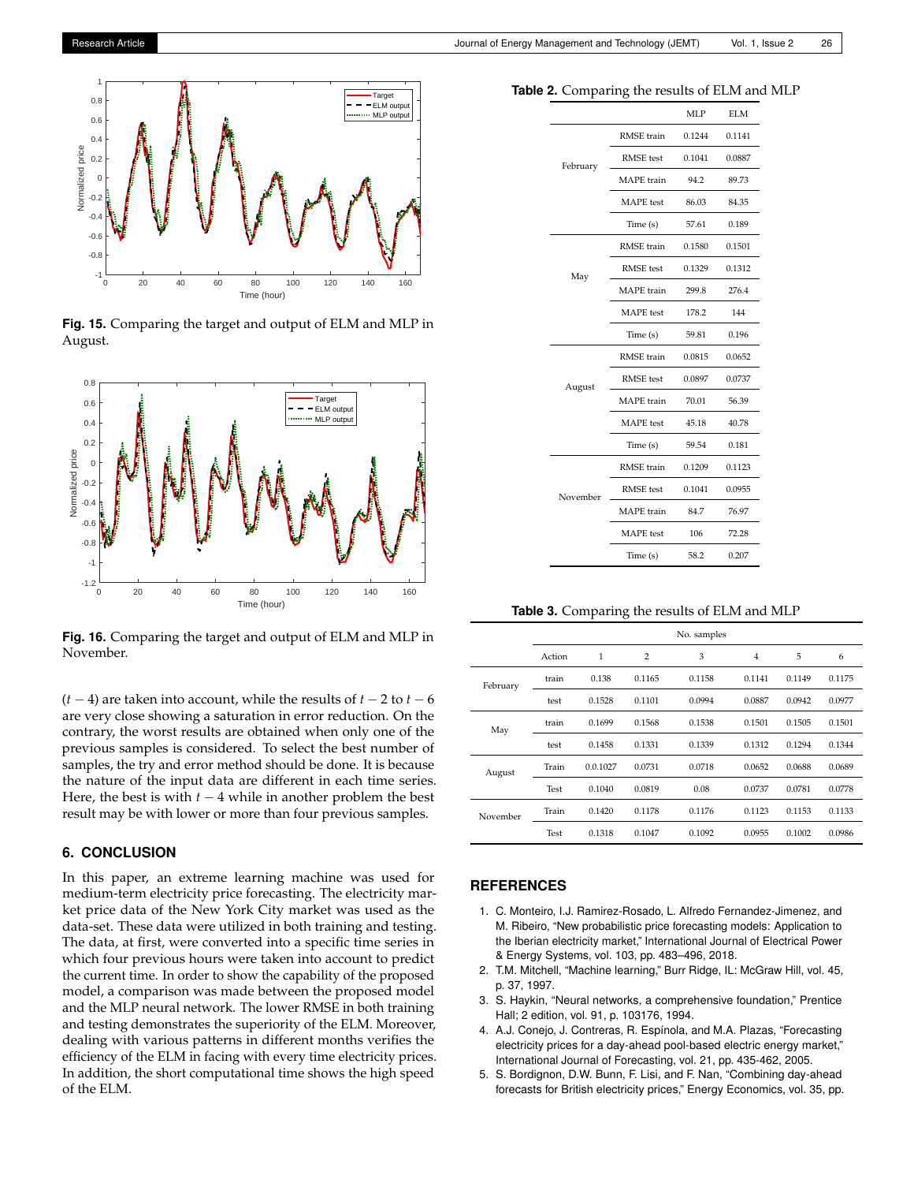Fig. 15. Comparing the target and output of ELM and MLP in August.

Fig. 16. Comparing the target and output of ELM and MLP in November.

$(t-4)$ are taken into account, while the results of $t-2$ to $t-6$ are very close showing a saturation in error reduction. On the contrary, the worst results are obtained when only one of the previous samples is considered. To select the best number of samples, the try and error method should be done. It is because the nature of the input data are different in each time series. Here, the best is with $t-4$ while in another problem the best result may be with lower or more than four previous samples.

## 6. CONCLUSION

In this paper, an extreme learning machine was used for medium-term electricity price forecasting. The electricity market price data of the New York City market was used as the data-set. These data were utilized in both training and testing. The data, at first, were converted into a specific time series in which four previous hours were taken into account to predict the current time. In order to show the capability of the proposed model, a comparison was made between the proposed model and the MLP neural network. The lower RMSE in both training and testing demonstrates the superiority of the ELM. Moreover, dealing with various patterns in different months verifies the efficiency of the ELM in facing with every time electricity prices. In addition, the short computational time shows the high speed of the ELM.

**Table 2.** Comparing the results of ELM and MLP

| | | MLP | ELM |
|---|---|---|---|
| February | RMSE train | 0.1244 | 0.1141 |
| | RMSE test | 0.1041 | 0.0887 |
| | MAPE train | 94.2 | 89.73 |
| | MAPE test | 86.03 | 84.35 |
| | Time (s) | 57.61 | 0.189 |
| May | RMSE train | 0.1580 | 0.1501 |
| | RMSE test | 0.1329 | 0.1312 |
| | MAPE train | 299.8 | 276.4 |
| | MAPE test | 178.2 | 144 |
| | Time (s) | 59.81 | 0.196 |
| August | RMSE train | 0.0815 | 0.0652 |
| | RMSE test | 0.0897 | 0.0737 |
| | MAPE train | 70.01 | 56.39 |
| | MAPE test | 45.18 | 40.78 |
| | Time (s) | 59.54 | 0.181 |
| November | RMSE train | 0.1209 | 0.1123 |
| | RMSE test | 0.1041 | 0.0955 |
| | MAPE train | 84.7 | 76.97 |
| | MAPE test | 106 | 72.28 |
| | Time (s) | 58.2 | 0.207 |

**Table 3.** Comparing the results of ELM and MLP

| | | No. samples | | | | | |
|---|---|---|---|---|---|---|---|
| | Action | 1 | 2 | 3 | 4 | 5 | 6 |
| February | train | 0.138 | 0.1165 | 0.1158 | 0.1141 | 0.1149 | 0.1175 |
| | test | 0.1528 | 0.1101 | 0.0994 | 0.0887 | 0.0942 | 0.0977 |
| May | train | 0.1699 | 0.1568 | 0.1538 | 0.1501 | 0.1505 | 0.1501 |
| | test | 0.1458 | 0.1331 | 0.1339 | 0.1312 | 0.1294 | 0.1344 |
| August | Train | 0.0.1027 | 0.0731 | 0.0718 | 0.0652 | 0.0688 | 0.0689 |
| | Test | 0.1040 | 0.0819 | 0.08 | 0.0737 | 0.0781 | 0.0778 |
| November | Train | 0.1420 | 0.1178 | 0.1176 | 0.1123 | 0.1153 | 0.1133 |
| | Test | 0.1318 | 0.1047 | 0.1092 | 0.0955 | 0.1002 | 0.0986 |

## REFERENCES

1. C. Monteiro, I.J. Ramirez-Rosado, L. Alfredo Fernandez-Jimenez, and M. Ribeiro, "New probabilistic price forecasting models: Application to the Iberian electricity market," International Journal of Electrical Power & Energy Systems, vol. 103, pp. 483–496, 2018.
2. T.M. Mitchell, "Machine learning," Burr Ridge, IL: McGraw Hill, vol. 45, p. 37, 1997.
3. S. Haykin, "Neural networks, a comprehensive foundation," Prentice Hall; 2 edition, vol. 91, p. 103176, 1994.
4. A.J. Conejo, J. Contreras, R. Espínola, and M.A. Plazas, "Forecasting electricity prices for a day-ahead pool-based electric energy market," International Journal of Forecasting, vol. 21, pp. 435-462, 2005.
5. S. Bordignon, D.W. Bunn, F. Lisi, and F. Nan, "Combining day-ahead forecasts for British electricity prices," Energy Economics, vol. 35, pp.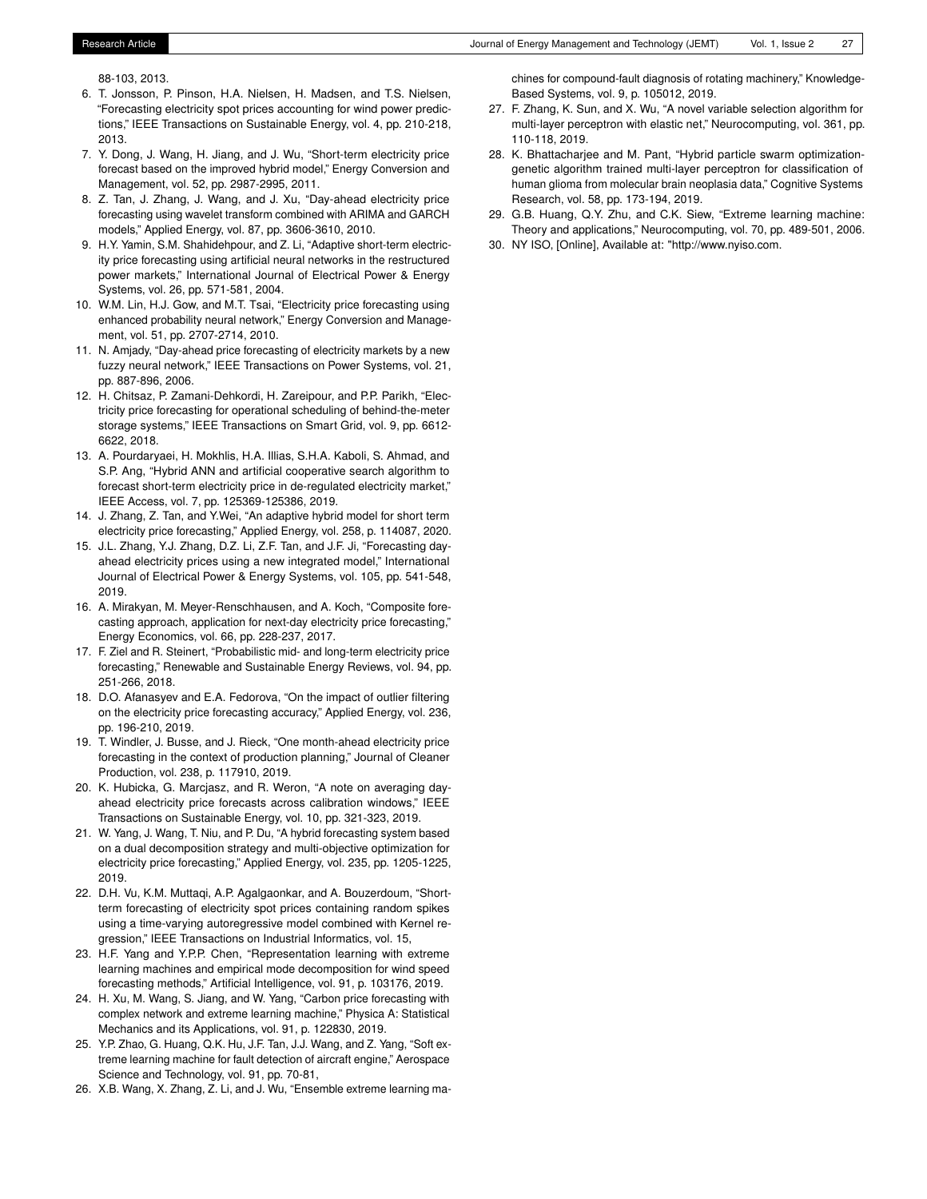88-103, 2013.

6. T. Jonsson, P. Pinson, H.A. Nielsen, H. Madsen, and T.S. Nielsen, "Forecasting electricity spot prices accounting for wind power predictions," IEEE Transactions on Sustainable Energy, vol. 4, pp. 210-218, 2013.
7. Y. Dong, J. Wang, H. Jiang, and J. Wu, "Short-term electricity price forecast based on the improved hybrid model," Energy Conversion and Management, vol. 52, pp. 2987-2995, 2011.
8. Z. Tan, J. Zhang, J. Wang, and J. Xu, "Day-ahead electricity price forecasting using wavelet transform combined with ARIMA and GARCH models," Applied Energy, vol. 87, pp. 3606-3610, 2010.
9. H.Y. Yamin, S.M. Shahidehpour, and Z. Li, "Adaptive short-term electricity price forecasting using artificial neural networks in the restructured power markets," International Journal of Electrical Power & Energy Systems, vol. 26, pp. 571-581, 2004.
10. W.M. Lin, H.J. Gow, and M.T. Tsai, "Electricity price forecasting using enhanced probability neural network," Energy Conversion and Management, vol. 51, pp. 2707-2714, 2010.
11. N. Amjady, "Day-ahead price forecasting of electricity markets by a new fuzzy neural network," IEEE Transactions on Power Systems, vol. 21, pp. 887-896, 2006.
12. H. Chitsaz, P. Zamani-Dehkordi, H. Zareipour, and P.P. Parikh, "Electricity price forecasting for operational scheduling of behind-the-meter storage systems," IEEE Transactions on Smart Grid, vol. 9, pp. 6612-6622, 2018.
13. A. Pourdaryaei, H. Mokhlis, H.A. Illias, S.H.A. Kaboli, S. Ahmad, and S.P. Ang, "Hybrid ANN and artificial cooperative search algorithm to forecast short-term electricity price in de-regulated electricity market," IEEE Access, vol. 7, pp. 125369-125386, 2019.
14. J. Zhang, Z. Tan, and Y.Wei, "An adaptive hybrid model for short term electricity price forecasting," Applied Energy, vol. 258, p. 114087, 2020.
15. J.L. Zhang, Y.J. Zhang, D.Z. Li, Z.F. Tan, and J.F. Ji, "Forecasting day-ahead electricity prices using a new integrated model," International Journal of Electrical Power & Energy Systems, vol. 105, pp. 541-548, 2019.
16. A. Mirakyan, M. Meyer-Renschhausen, and A. Koch, "Composite forecasting approach, application for next-day electricity price forecasting," Energy Economics, vol. 66, pp. 228-237, 2017.
17. F. Ziel and R. Steinert, "Probabilistic mid- and long-term electricity price forecasting," Renewable and Sustainable Energy Reviews, vol. 94, pp. 251-266, 2018.
18. D.O. Afanasyev and E.A. Fedorova, "On the impact of outlier filtering on the electricity price forecasting accuracy," Applied Energy, vol. 236, pp. 196-210, 2019.
19. T. Windler, J. Busse, and J. Rieck, "One month-ahead electricity price forecasting in the context of production planning," Journal of Cleaner Production, vol. 238, p. 117910, 2019.
20. K. Hubicka, G. Marcjasz, and R. Weron, "A note on averaging day-ahead electricity price forecasts across calibration windows," IEEE Transactions on Sustainable Energy, vol. 10, pp. 321-323, 2019.
21. W. Yang, J. Wang, T. Niu, and P. Du, "A hybrid forecasting system based on a dual decomposition strategy and multi-objective optimization for electricity price forecasting," Applied Energy, vol. 235, pp. 1205-1225, 2019.
22. D.H. Vu, K.M. Muttaqi, A.P. Agalgaonkar, and A. Bouzerdoum, "Short-term forecasting of electricity spot prices containing random spikes using a time-varying autoregressive model combined with Kernel regression," IEEE Transactions on Industrial Informatics, vol. 15,
23. H.F. Yang and Y.P.P. Chen, "Representation learning with extreme learning machines and empirical mode decomposition for wind speed forecasting methods," Artificial Intelligence, vol. 91, p. 103176, 2019.
24. H. Xu, M. Wang, S. Jiang, and W. Yang, "Carbon price forecasting with complex network and extreme learning machine," Physica A: Statistical Mechanics and its Applications, vol. 91, p. 122830, 2019.
25. Y.P. Zhao, G. Huang, Q.K. Hu, J.F. Tan, J.J. Wang, and Z. Yang, "Soft extreme learning machine for fault detection of aircraft engine," Aerospace Science and Technology, vol. 91, pp. 70-81,
26. X.B. Wang, X. Zhang, Z. Li, and J. Wu, "Ensemble extreme learning machines for compound-fault diagnosis of rotating machinery," Knowledge-Based Systems, vol. 9, p. 105012, 2019.
27. F. Zhang, K. Sun, and X. Wu, "A novel variable selection algorithm for multi-layer perceptron with elastic net," Neurocomputing, vol. 361, pp. 110-118, 2019.
28. K. Bhattacharjee and M. Pant, "Hybrid particle swarm optimization-genetic algorithm trained multi-layer perceptron for classification of human glioma from molecular brain neoplasia data," Cognitive Systems Research, vol. 58, pp. 173-194, 2019.
29. G.B. Huang, Q.Y. Zhu, and C.K. Siew, "Extreme learning machine: Theory and applications," Neurocomputing, vol. 70, pp. 489-501, 2006.
30. NY ISO, [Online], Available at: "http://www.nyiso.com.